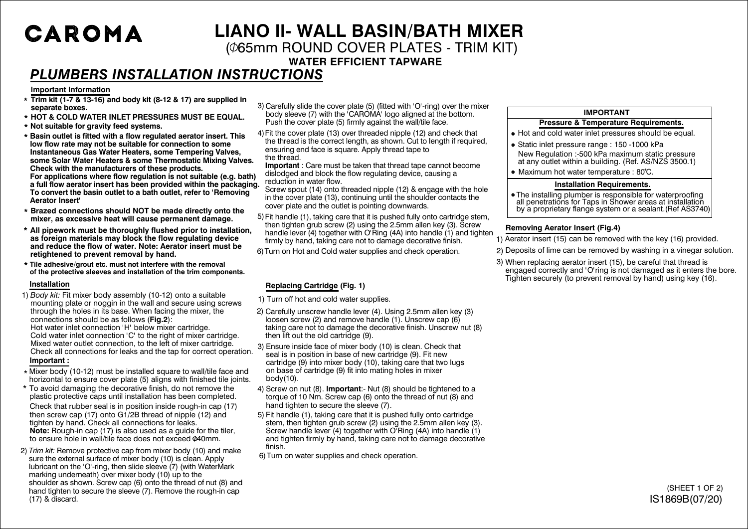CAROMA

# LIANO II- WALL BASIN/BATH MIXER

(Ø65mm ROUND COVER PLATES - TRIM KIT)

**WATER EFFICIENT TAPWARE**

## *PLUMBERS INSTALLATION INSTRUCTIONS*

### Important Information

- * **Trim kit (1-7 & 13-16) and body kit (8-12 & 17) are supplied in separate boxes.**
- * **HOT & COLD WATER INLET PRESSURES MUST BE EQUAL.**
- * **Not suitable for gravity feed systems.**
- * **Basin outlet is fitted with a flow regulated aerator insert. This low flow rate may not be suitable for connection to some Instantaneous Gas Water Heaters, some Tempering Valves, some Solar Water Heaters & some Thermostatic Mixing Valves. Check with the manufacturers of these products. For applications where flow regulation is not suitable (e.g. bath) a full flow aerator insert has been provided within the packaging. To convert the basin outlet to a bath outlet, refer to 'Removing Aerator Insert'**
- * **Brazed connections should NOT be made directly onto the mixer, as excessive heat will cause permanent damage.**
- * **All pipework must be thoroughly flushed prior to installation, as foreign materials may block the flow regulating device and reduce the flow of water. Note: Aerator insert must be retightened to prevent removal by hand.**
- * **Tile adhesive/grout etc. must not interfere with the removal of the protective sleeves and installation of the trim components.**

### Installation

1) *Body kit:* Fit mixer body assembly (10-12) onto a suitable mounting plate or noggin in the wall and secure using screws through the holes in its base. When facing the mixer, the connections should be as follows (**Fig.2**):
   Hot water inlet connection 'H' below mixer cartridge.
   Cold water inlet connection 'C' to the right of mixer cartridge.
   Mixed water outlet connection, to the left of mixer cartridge.
   Check all connections for leaks and the tap for correct operation.
   **Important :**
   - * Mixer body (10-12) must be installed square to wall/tile face and horizontal to ensure cover plate (5) aligns with finished tile joints.
   - * To avoid damaging the decorative finish, do not remove the plastic protective caps until installation has been completed.

   Check that rubber seal is in position inside rough-in cap (17) then screw cap (17) onto G1/2B thread of nipple (12) and tighten by hand. Check all connections for leaks.
   **Note:** Rough-in cap (17) is also used as a guide for the tiler, to ensure hole in wall/tile face does not exceed Φ40mm.
2) *Trim kit:* Remove protective cap from mixer body (10) and make sure the external surface of mixer body (10) is clean. Apply lubricant on the 'O'-ring, then slide sleeve (7) (with WaterMark marking underneath) over mixer body (10) up to the shoulder as shown. Screw cap (6) onto the thread of nut (8) and hand tighten to secure the sleeve (7). Remove the rough-in cap (17) & discard.
3) Carefully slide the cover plate (5) (fitted with 'O'-ring) over the mixer body sleeve (7) with the 'CAROMA' logo aligned at the bottom. Push the cover plate (5) firmly against the wall/tile face.
4) Fit the cover plate (13) over threaded nipple (12) and check that the thread is the correct length, as shown. Cut to length if required, ensuring end face is square. Apply thread tape to the thread.
   **Important** : Care must be taken that thread tape cannot become dislodged and block the flow regulating device, causing a reduction in water flow.
   Screw spout (14) onto threaded nipple (12) & engage with the hole in the cover plate (13), continuing until the shoulder contacts the cover plate and the outlet is pointing downwards.
5) Fit handle (1), taking care that it is pushed fully onto cartridge stem, then tighten grub screw (2) using the 2.5mm allen key (3). Screw handle lever (4) together with O'Ring (4A) into handle (1) and tighten firmly by hand, taking care not to damage decorative finish.
6) Turn on Hot and Cold water supplies and check operation.

### Replacing Cartridge (Fig. 1)

1) Turn off hot and cold water supplies.
2) Carefully unscrew handle lever (4). Using 2.5mm allen key (3) loosen screw (2) and remove handle (1). Unscrew cap (6) taking care not to damage the decorative finish. Unscrew nut (8) then lift out the old cartridge (9).
3) Ensure inside face of mixer body (10) is clean. Check that seal is in position in base of new cartridge (9). Fit new cartridge (9) into mixer body (10), taking care that two lugs on base of cartridge (9) fit into mating holes in mixer body(10).
4) Screw on nut (8). **Important**:- Nut (8) should be tightened to a torque of 10 Nm. Screw cap (6) onto the thread of nut (8) and hand tighten to secure the sleeve (7).
5) Fit handle (1), taking care that it is pushed fully onto cartridge stem, then tighten grub screw (2) using the 2.5mm allen key (3). Screw handle lever (4) together with O'Ring (4A) into handle (1) and tighten firmly by hand, taking care not to damage decorative finish.
6) Turn on water supplies and check operation.

### IMPORTANT

**Pressure & Temperature Requirements.**

- Hot and cold water inlet pressures should be equal.
- Static inlet pressure range : 150 -1000 kPa
  New Regulation :-500 kPa maximum static pressure at any outlet within a building. (Ref. AS/NZS 3500.1)
- Maximum hot water temperature : 80°C.

**Installation Requirements.**

- The installing plumber is responsible for waterproofing all penetrations for Taps in Shower areas at installation by a proprietary flange system or a sealant.(Ref AS3740)

### Removing Aerator Insert (Fig.4)

1) Aerator insert (15) can be removed with the key (16) provided.
2) Deposits of lime can be removed by washing in a vinegar solution.
3) When replacing aerator insert (15), be careful that thread is engaged correctly and 'O'ring is not damaged as it enters the bore. Tighten securely (to prevent removal by hand) using key (16).

IS1869B(07/20)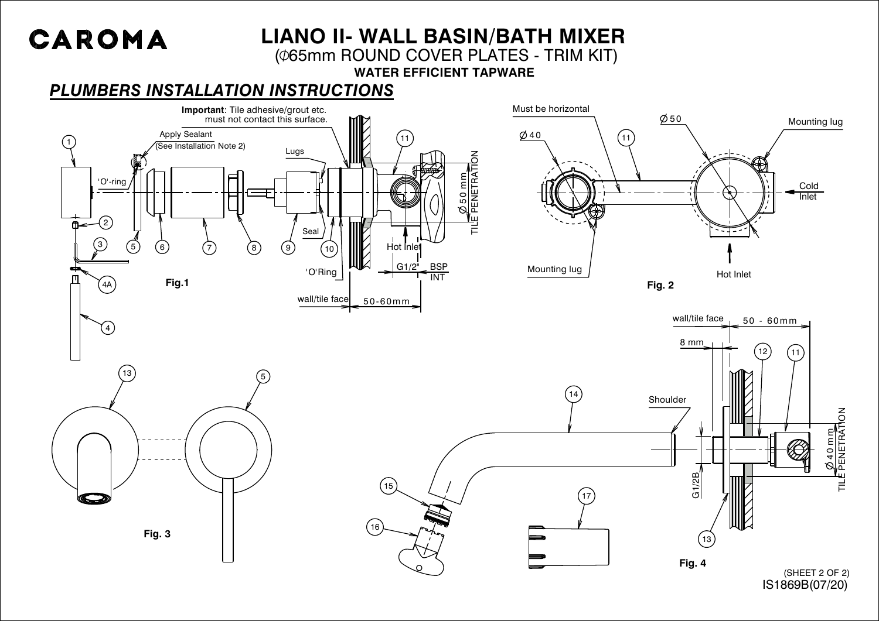CAROMA

# LIANO II- WALL BASIN/BATH MIXER

(∅65mm ROUND COVER PLATES - TRIM KIT)

**WATER EFFICIENT TAPWARE**

## *PLUMBERS INSTALLATION INSTRUCTIONS*

**Important**: Tile adhesive/grout etc. must not contact this surface.

Apply Sealant (See Installation Note 2)

'O'-ring

Lugs

Seal

'O'Ring

Hot Inlet

G1/2" BSP INT

∅50 mm TILE PENETRATION

wall/tile face

50-60mm

1 2 3 4 4A 5 6 7 8 9 10 11

Fig.1

Must be horizontal

∅40

∅50

Mounting lug

Cold Inlet

Hot Inlet

Mounting lug

11

Fig. 2

13 5

Fig. 3

wall/tile face

50 - 60mm

8 mm

Shoulder

G1/2B

∅40mm TILE PENETRATION

11 12 13 14 15 16 17

Fig. 4

(SHEET 2 OF 2)

IS1869B(07/20)